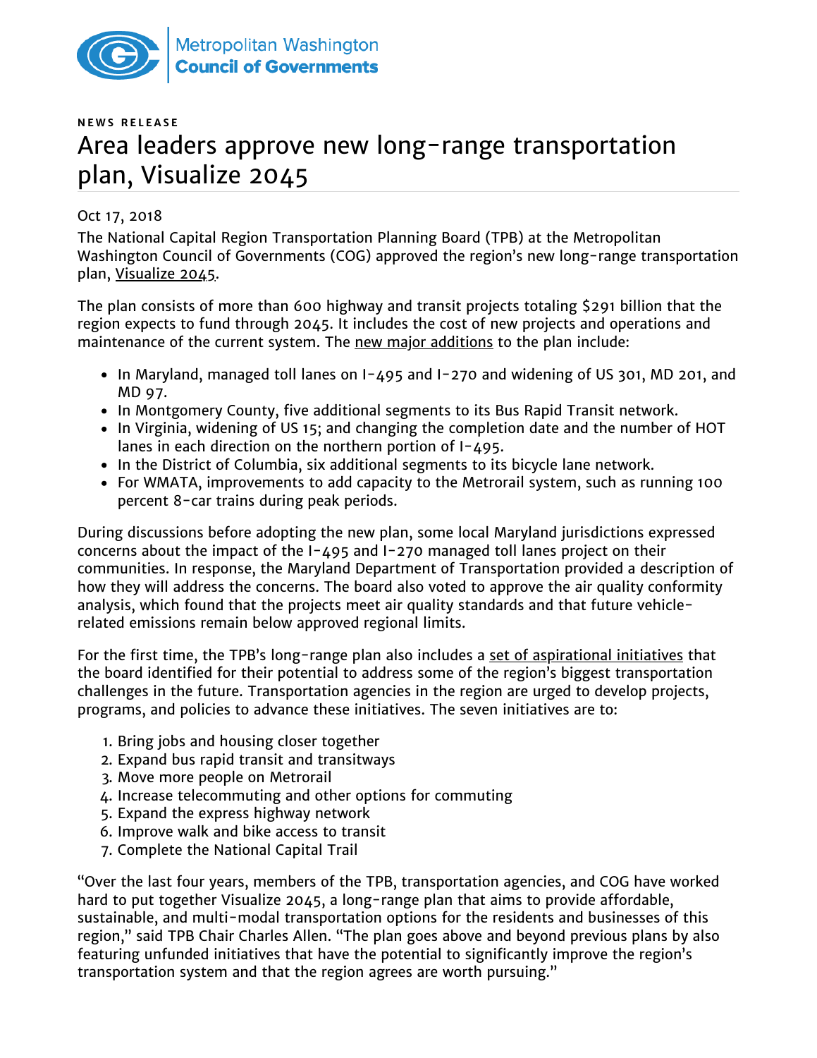Metropolitan Washington **Council of Governments**

NEWS RELEASE

# Area leaders approve new long-range transportation plan, Visualize 2045

Oct 17, 2018

The National Capital Region Transportation Planning Board (TPB) at the Metropolitan Washington Council of Governments (COG) approved the region's new long-range transportation plan, Visualize 2045.

The plan consists of more than 600 highway and transit projects totaling $291 billion that the region expects to fund through 2045. It includes the cost of new projects and operations and maintenance of the current system. The new major additions to the plan include:

- In Maryland, managed toll lanes on I-495 and I-270 and widening of US 301, MD 201, and MD 97.
- In Montgomery County, five additional segments to its Bus Rapid Transit network.
- In Virginia, widening of US 15; and changing the completion date and the number of HOT lanes in each direction on the northern portion of I-495.
- In the District of Columbia, six additional segments to its bicycle lane network.
- For WMATA, improvements to add capacity to the Metrorail system, such as running 100 percent 8-car trains during peak periods.

During discussions before adopting the new plan, some local Maryland jurisdictions expressed concerns about the impact of the I-495 and I-270 managed toll lanes project on their communities. In response, the Maryland Department of Transportation provided a description of how they will address the concerns. The board also voted to approve the air quality conformity analysis, which found that the projects meet air quality standards and that future vehicle-related emissions remain below approved regional limits.

For the first time, the TPB's long-range plan also includes a set of aspirational initiatives that the board identified for their potential to address some of the region's biggest transportation challenges in the future. Transportation agencies in the region are urged to develop projects, programs, and policies to advance these initiatives. The seven initiatives are to:

1. Bring jobs and housing closer together
2. Expand bus rapid transit and transitways
3. Move more people on Metrorail
4. Increase telecommuting and other options for commuting
5. Expand the express highway network
6. Improve walk and bike access to transit
7. Complete the National Capital Trail

"Over the last four years, members of the TPB, transportation agencies, and COG have worked hard to put together Visualize 2045, a long-range plan that aims to provide affordable, sustainable, and multi-modal transportation options for the residents and businesses of this region," said TPB Chair Charles Allen. "The plan goes above and beyond previous plans by also featuring unfunded initiatives that have the potential to significantly improve the region's transportation system and that the region agrees are worth pursuing."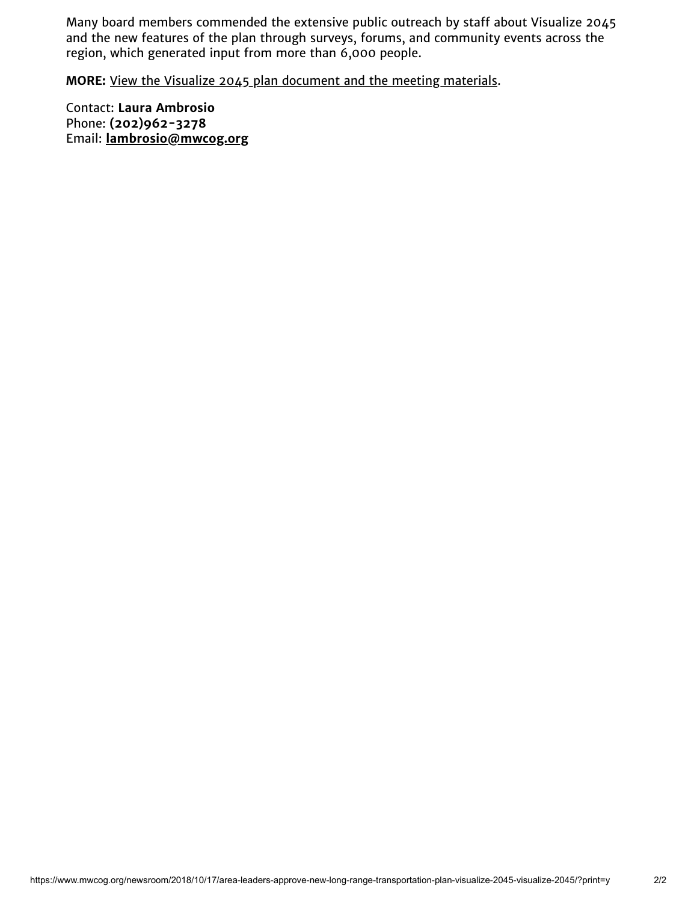Many board members commended the extensive public outreach by staff about Visualize 2045 and the new features of the plan through surveys, forums, and community events across the region, which generated input from more than 6,000 people.

**MORE:** View the Visualize 2045 plan document and the meeting materials.

Contact: **Laura Ambrosio**  
Phone: **(202)962-3278**  
Email: **lambrosio@mwcog.org**